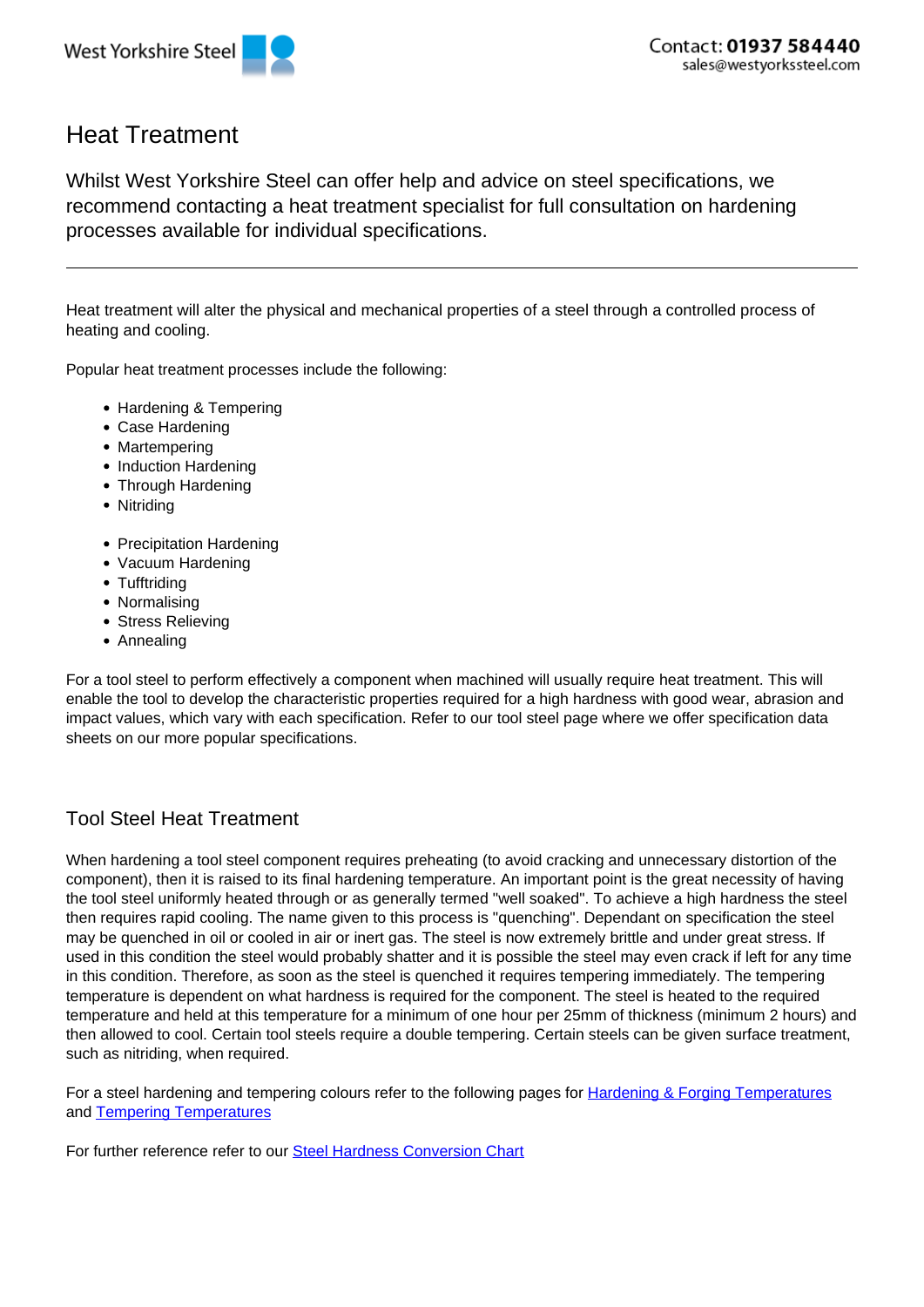West Yorkshire Steel

Contact: **01937 584440**
sales@westyorkssteel.com

# Heat Treatment

Whilst West Yorkshire Steel can offer help and advice on steel specifications, we recommend contacting a heat treatment specialist for full consultation on hardening processes available for individual specifications.

---

Heat treatment will alter the physical and mechanical properties of a steel through a controlled process of heating and cooling.

Popular heat treatment processes include the following:

- Hardening & Tempering
- Case Hardening
- Martempering
- Induction Hardening
- Through Hardening
- Nitriding

- Precipitation Hardening
- Vacuum Hardening
- Tufftriding
- Normalising
- Stress Relieving
- Annealing

For a tool steel to perform effectively a component when machined will usually require heat treatment. This will enable the tool to develop the characteristic properties required for a high hardness with good wear, abrasion and impact values, which vary with each specification. Refer to our tool steel page where we offer specification data sheets on our more popular specifications.

## Tool Steel Heat Treatment

When hardening a tool steel component requires preheating (to avoid cracking and unnecessary distortion of the component), then it is raised to its final hardening temperature. An important point is the great necessity of having the tool steel uniformly heated through or as generally termed "well soaked". To achieve a high hardness the steel then requires rapid cooling. The name given to this process is "quenching". Dependant on specification the steel may be quenched in oil or cooled in air or inert gas. The steel is now extremely brittle and under great stress. If used in this condition the steel would probably shatter and it is possible the steel may even crack if left for any time in this condition. Therefore, as soon as the steel is quenched it requires tempering immediately. The tempering temperature is dependent on what hardness is required for the component. The steel is heated to the required temperature and held at this temperature for a minimum of one hour per 25mm of thickness (minimum 2 hours) and then allowed to cool. Certain tool steels require a double tempering. Certain steels can be given surface treatment, such as nitriding, when required.

For a steel hardening and tempering colours refer to the following pages for [Hardening & Forging Temperatures] and [Tempering Temperatures]

For further reference refer to our [Steel Hardness Conversion Chart]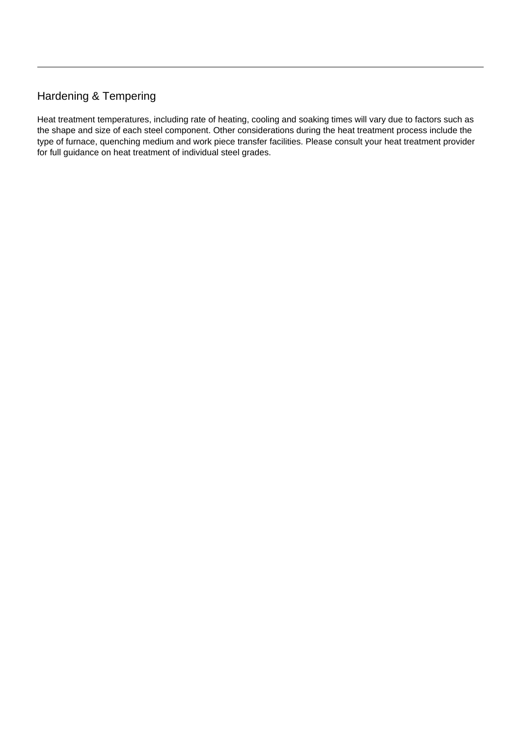## Hardening & Tempering

Heat treatment temperatures, including rate of heating, cooling and soaking times will vary due to factors such as the shape and size of each steel component. Other considerations during the heat treatment process include the type of furnace, quenching medium and work piece transfer facilities. Please consult your heat treatment provider for full guidance on heat treatment of individual steel grades.